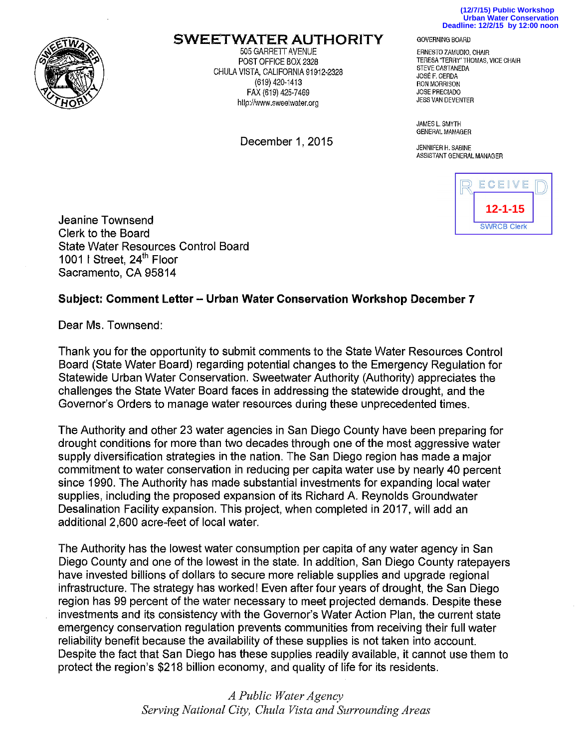(12/7/15) Public Workshop
Urban Water Conservation
Deadline: 12/2/15 by 12:00 noon

# SWEETWATER AUTHORITY

505 GARRETT AVENUE
POST OFFICE BOX 2328
CHULA VISTA, CALIFORNIA 91912-2328
(619) 420-1413
FAX (619) 425-7469
http://www.sweetwater.org

GOVERNING BOARD

ERNESTO ZAMUDIO, CHAIR
TERESA "TERRY" THOMAS, VICE CHAIR
STEVE CASTANEDA
JOSÉ F. CERDA
RON MORRISON
JOSE PRECIADO
JESS VAN DEVENTER

JAMES L. SMYTH
GENERAL MANAGER

JENNIFER H. SABINE
ASSISTANT GENERAL MANAGER

December 1, 2015

RECEIVED
12-1-15
SWRCB Clerk

Jeanine Townsend
Clerk to the Board
State Water Resources Control Board
1001 I Street, 24th Floor
Sacramento, CA 95814

**Subject: Comment Letter – Urban Water Conservation Workshop December 7**

Dear Ms. Townsend:

Thank you for the opportunity to submit comments to the State Water Resources Control Board (State Water Board) regarding potential changes to the Emergency Regulation for Statewide Urban Water Conservation. Sweetwater Authority (Authority) appreciates the challenges the State Water Board faces in addressing the statewide drought, and the Governor's Orders to manage water resources during these unprecedented times.

The Authority and other 23 water agencies in San Diego County have been preparing for drought conditions for more than two decades through one of the most aggressive water supply diversification strategies in the nation. The San Diego region has made a major commitment to water conservation in reducing per capita water use by nearly 40 percent since 1990. The Authority has made substantial investments for expanding local water supplies, including the proposed expansion of its Richard A. Reynolds Groundwater Desalination Facility expansion. This project, when completed in 2017, will add an additional 2,600 acre-feet of local water.

The Authority has the lowest water consumption per capita of any water agency in San Diego County and one of the lowest in the state. In addition, San Diego County ratepayers have invested billions of dollars to secure more reliable supplies and upgrade regional infrastructure. The strategy has worked! Even after four years of drought, the San Diego region has 99 percent of the water necessary to meet projected demands. Despite these investments and its consistency with the Governor's Water Action Plan, the current state emergency conservation regulation prevents communities from receiving their full water reliability benefit because the availability of these supplies is not taken into account. Despite the fact that San Diego has these supplies readily available, it cannot use them to protect the region's $218 billion economy, and quality of life for its residents.

*A Public Water Agency*
*Serving National City, Chula Vista and Surrounding Areas*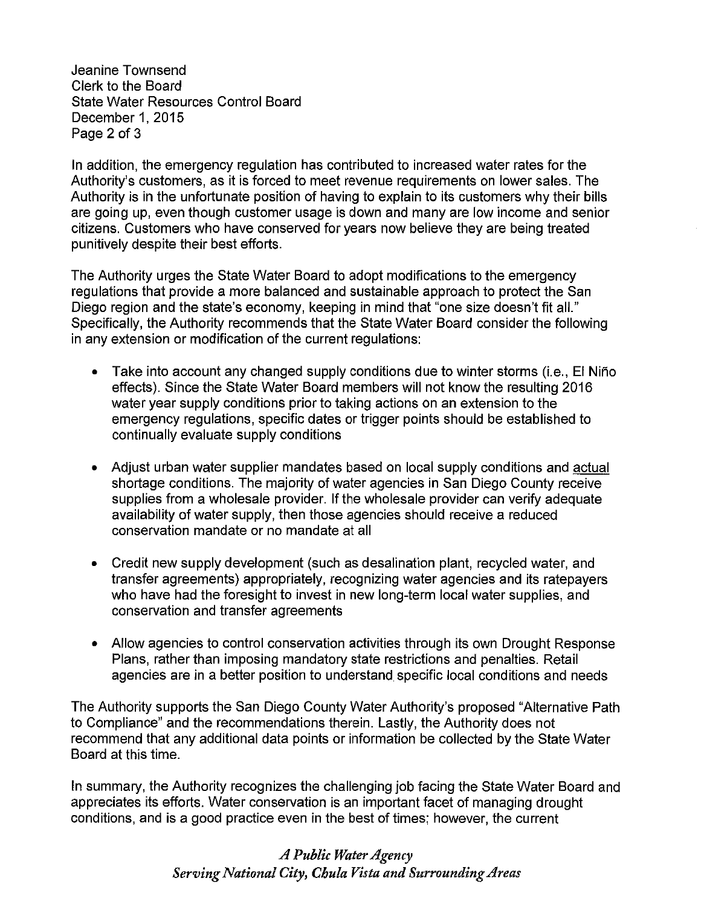In addition, the emergency regulation has contributed to increased water rates for the Authority's customers, as it is forced to meet revenue requirements on lower sales. The Authority is in the unfortunate position of having to explain to its customers why their bills are going up, even though customer usage is down and many are low income and senior citizens. Customers who have conserved for years now believe they are being treated punitively despite their best efforts.

The Authority urges the State Water Board to adopt modifications to the emergency regulations that provide a more balanced and sustainable approach to protect the San Diego region and the state's economy, keeping in mind that "one size doesn't fit all." Specifically, the Authority recommends that the State Water Board consider the following in any extension or modification of the current regulations:

- Take into account any changed supply conditions due to winter storms (i.e., El Niño effects). Since the State Water Board members will not know the resulting 2016 water year supply conditions prior to taking actions on an extension to the emergency regulations, specific dates or trigger points should be established to continually evaluate supply conditions

- Adjust urban water supplier mandates based on local supply conditions and <u>actual</u> shortage conditions. The majority of water agencies in San Diego County receive supplies from a wholesale provider. If the wholesale provider can verify adequate availability of water supply, then those agencies should receive a reduced conservation mandate or no mandate at all

- Credit new supply development (such as desalination plant, recycled water, and transfer agreements) appropriately, recognizing water agencies and its ratepayers who have had the foresight to invest in new long-term local water supplies, and conservation and transfer agreements

- Allow agencies to control conservation activities through its own Drought Response Plans, rather than imposing mandatory state restrictions and penalties. Retail agencies are in a better position to understand specific local conditions and needs

The Authority supports the San Diego County Water Authority's proposed "Alternative Path to Compliance" and the recommendations therein. Lastly, the Authority does not recommend that any additional data points or information be collected by the State Water Board at this time.

In summary, the Authority recognizes the challenging job facing the State Water Board and appreciates its efforts. Water conservation is an important facet of managing drought conditions, and is a good practice even in the best of times; however, the current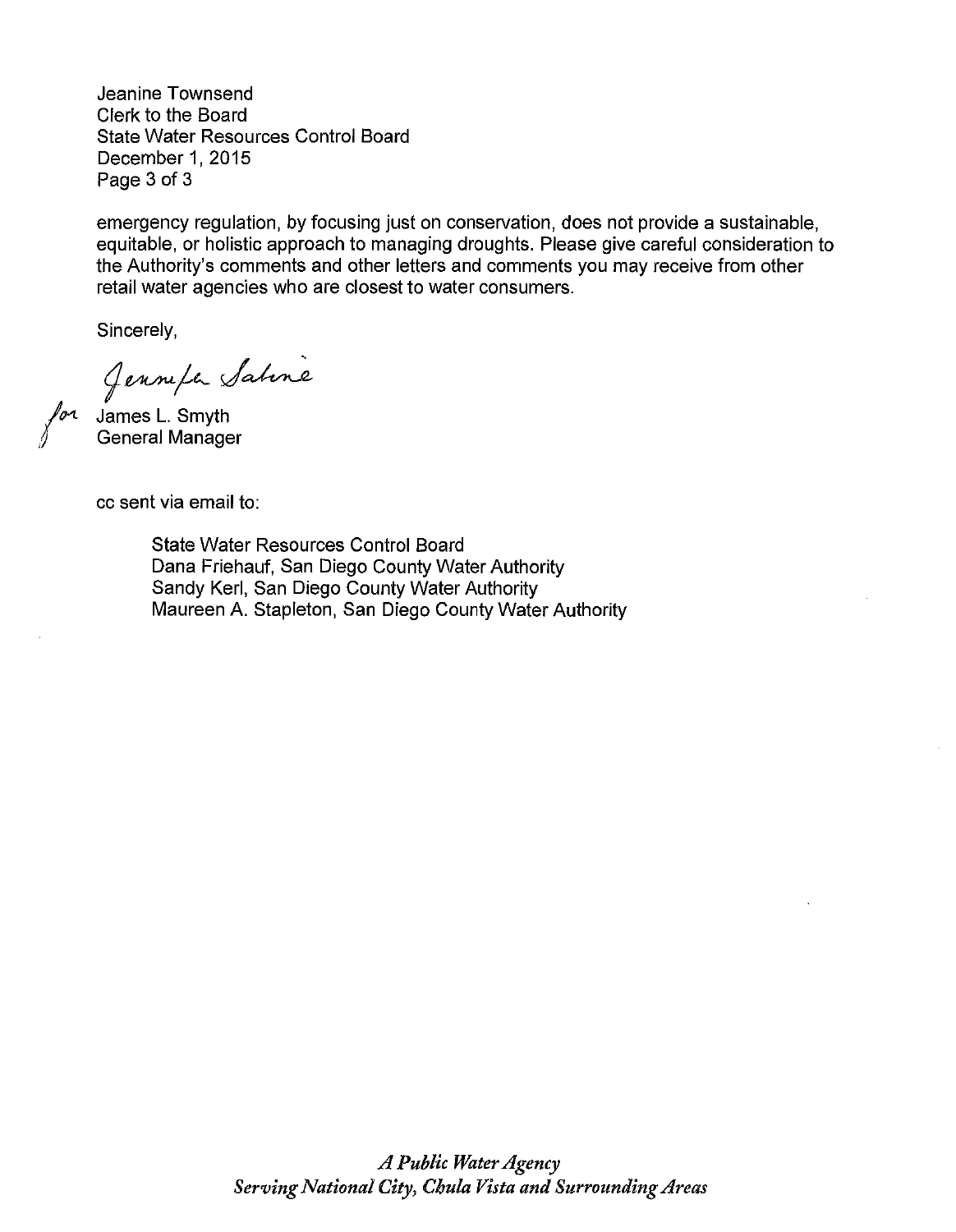Jeanine Townsend
Clerk to the Board
State Water Resources Control Board
December 1, 2015

emergency regulation, by focusing just on conservation, does not provide a sustainable, equitable, or holistic approach to managing droughts. Please give careful consideration to the Authority's comments and other letters and comments you may receive from other retail water agencies who are closest to water consumers.

Sincerely,

Jennifer Sabine

for James L. Smyth
General Manager

cc sent via email to:

State Water Resources Control Board
Dana Friehauf, San Diego County Water Authority
Sandy Kerl, San Diego County Water Authority
Maureen A. Stapleton, San Diego County Water Authority

*A Public Water Agency*
*Serving National City, Chula Vista and Surrounding Areas*